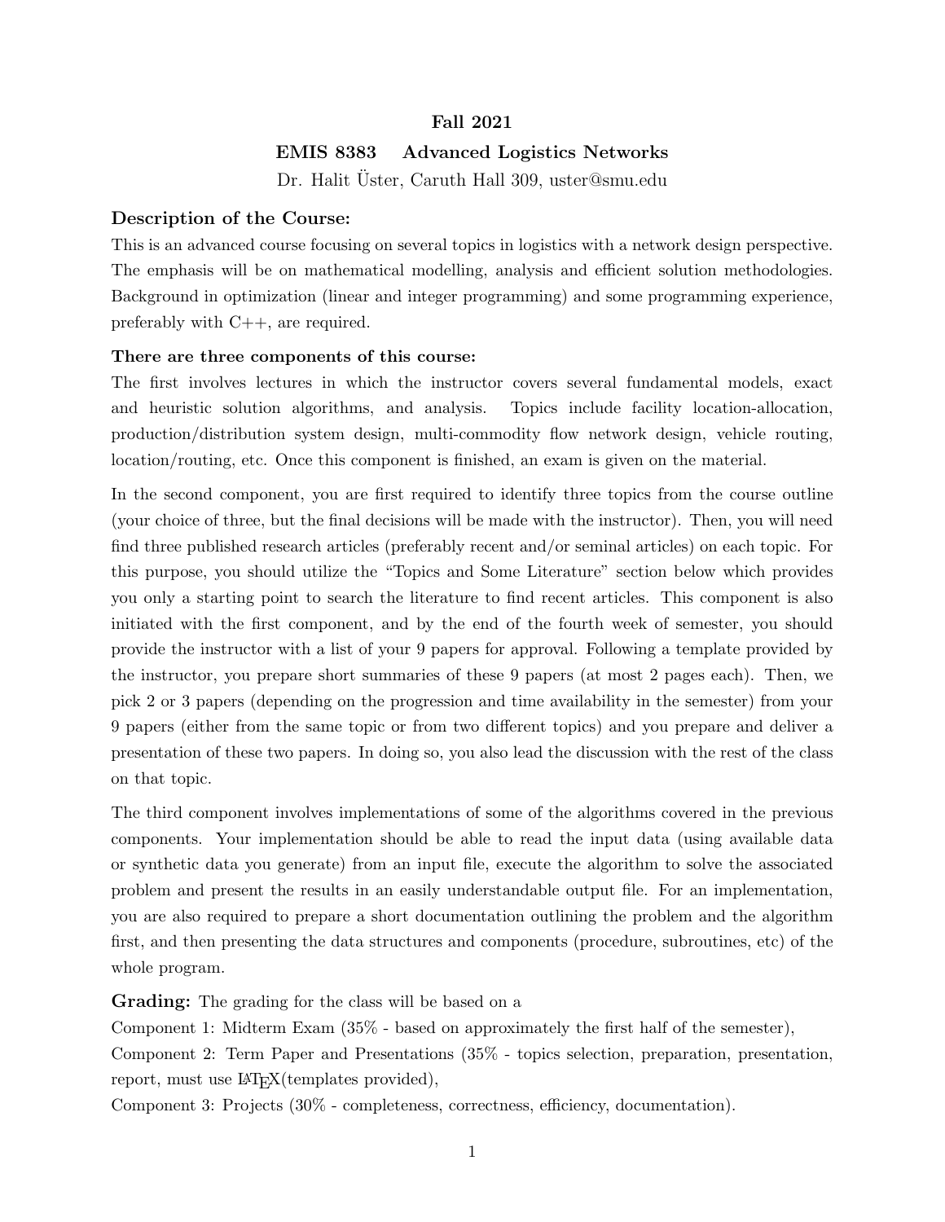**Fall 2021**

**EMIS 8383 Advanced Logistics Networks**

Dr. Halit Üster, Caruth Hall 309, uster@smu.edu

### Description of the Course:

This is an advanced course focusing on several topics in logistics with a network design perspective. The emphasis will be on mathematical modelling, analysis and efficient solution methodologies. Background in optimization (linear and integer programming) and some programming experience, preferably with C++, are required.

**There are three components of this course:**

The first involves lectures in which the instructor covers several fundamental models, exact and heuristic solution algorithms, and analysis. Topics include facility location-allocation, production/distribution system design, multi-commodity flow network design, vehicle routing, location/routing, etc. Once this component is finished, an exam is given on the material.

In the second component, you are first required to identify three topics from the course outline (your choice of three, but the final decisions will be made with the instructor). Then, you will need find three published research articles (preferably recent and/or seminal articles) on each topic. For this purpose, you should utilize the "Topics and Some Literature" section below which provides you only a starting point to search the literature to find recent articles. This component is also initiated with the first component, and by the end of the fourth week of semester, you should provide the instructor with a list of your 9 papers for approval. Following a template provided by the instructor, you prepare short summaries of these 9 papers (at most 2 pages each). Then, we pick 2 or 3 papers (depending on the progression and time availability in the semester) from your 9 papers (either from the same topic or from two different topics) and you prepare and deliver a presentation of these two papers. In doing so, you also lead the discussion with the rest of the class on that topic.

The third component involves implementations of some of the algorithms covered in the previous components. Your implementation should be able to read the input data (using available data or synthetic data you generate) from an input file, execute the algorithm to solve the associated problem and present the results in an easily understandable output file. For an implementation, you are also required to prepare a short documentation outlining the problem and the algorithm first, and then presenting the data structures and components (procedure, subroutines, etc) of the whole program.

**Grading:** The grading for the class will be based on a

Component 1: Midterm Exam (35% - based on approximately the first half of the semester),

Component 2: Term Paper and Presentations (35% - topics selection, preparation, presentation, report, must use LaTeX(templates provided),

Component 3: Projects (30% - completeness, correctness, efficiency, documentation).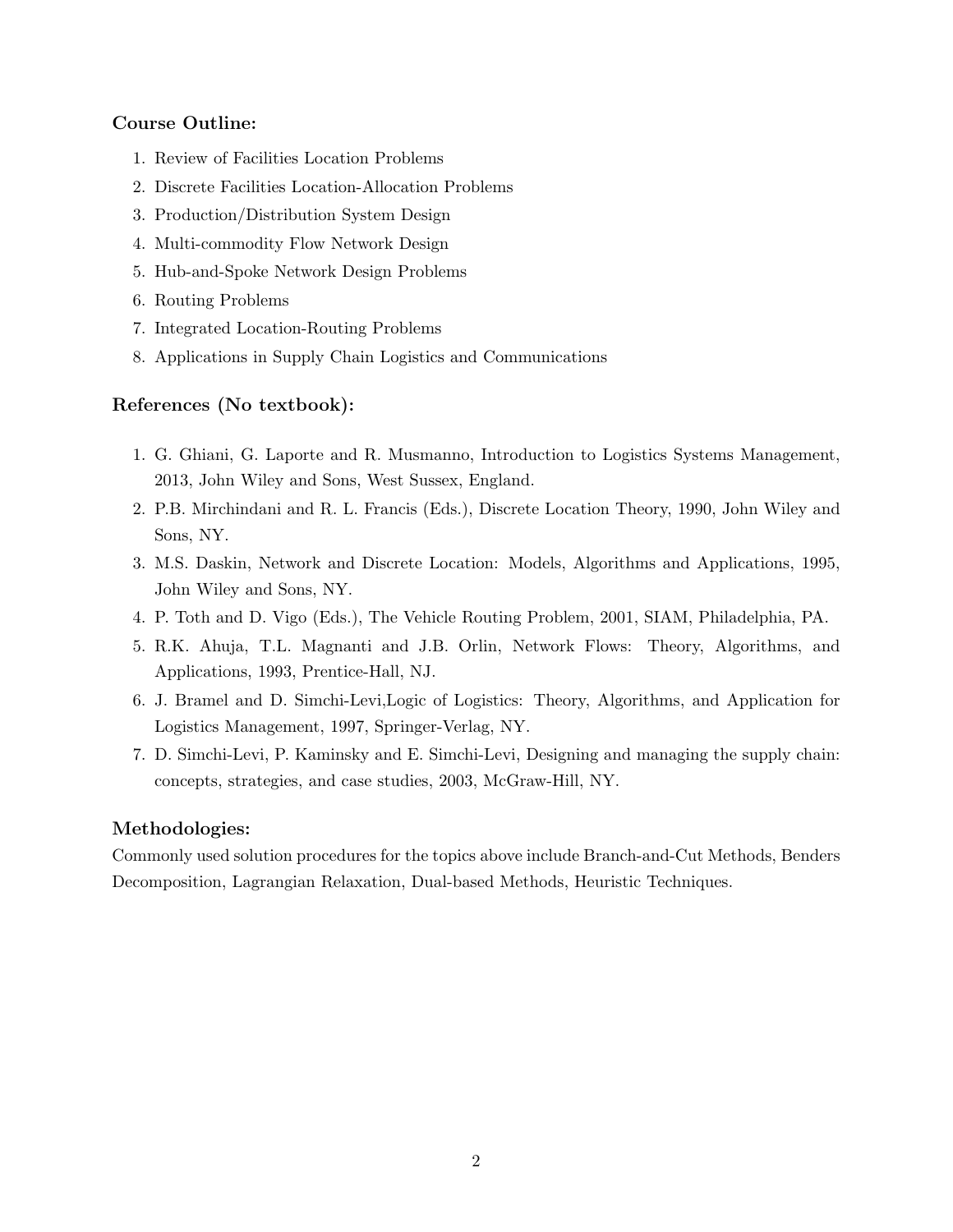## Course Outline:

1. Review of Facilities Location Problems
2. Discrete Facilities Location-Allocation Problems
3. Production/Distribution System Design
4. Multi-commodity Flow Network Design
5. Hub-and-Spoke Network Design Problems
6. Routing Problems
7. Integrated Location-Routing Problems
8. Applications in Supply Chain Logistics and Communications

## References (No textbook):

1. G. Ghiani, G. Laporte and R. Musmanno, Introduction to Logistics Systems Management, 2013, John Wiley and Sons, West Sussex, England.
2. P.B. Mirchindani and R. L. Francis (Eds.), Discrete Location Theory, 1990, John Wiley and Sons, NY.
3. M.S. Daskin, Network and Discrete Location: Models, Algorithms and Applications, 1995, John Wiley and Sons, NY.
4. P. Toth and D. Vigo (Eds.), The Vehicle Routing Problem, 2001, SIAM, Philadelphia, PA.
5. R.K. Ahuja, T.L. Magnanti and J.B. Orlin, Network Flows: Theory, Algorithms, and Applications, 1993, Prentice-Hall, NJ.
6. J. Bramel and D. Simchi-Levi,Logic of Logistics: Theory, Algorithms, and Application for Logistics Management, 1997, Springer-Verlag, NY.
7. D. Simchi-Levi, P. Kaminsky and E. Simchi-Levi, Designing and managing the supply chain: concepts, strategies, and case studies, 2003, McGraw-Hill, NY.

## Methodologies:

Commonly used solution procedures for the topics above include Branch-and-Cut Methods, Benders Decomposition, Lagrangian Relaxation, Dual-based Methods, Heuristic Techniques.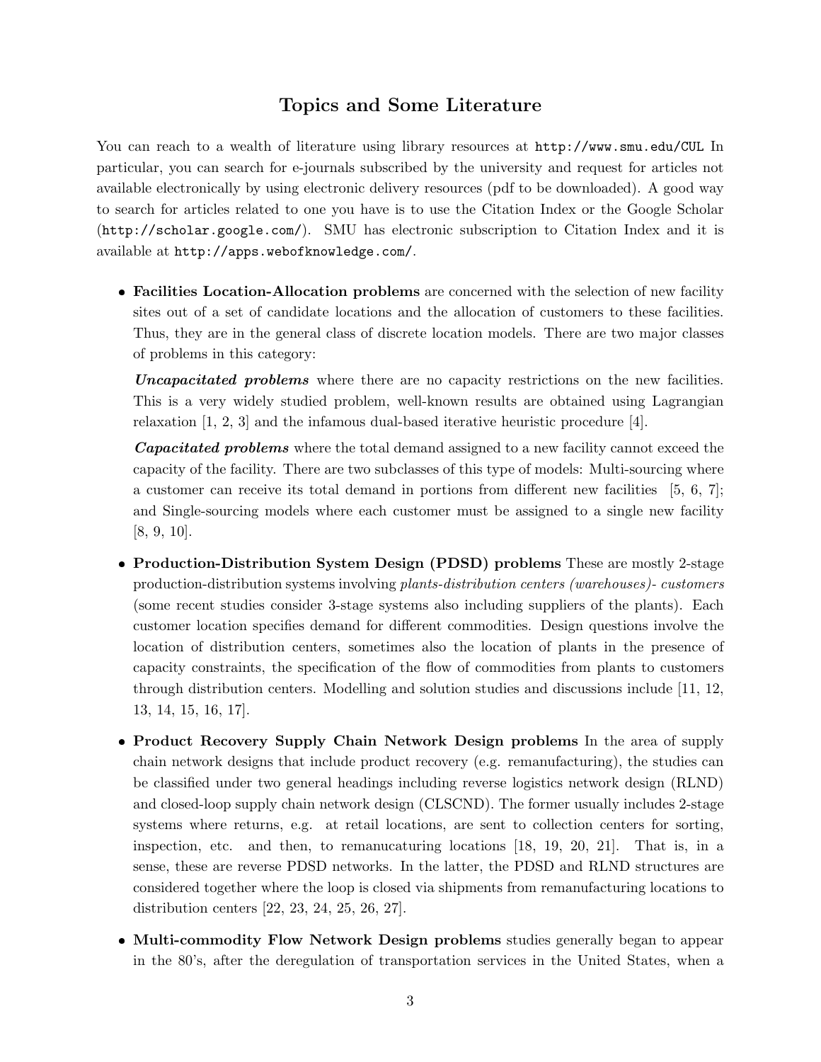## Topics and Some Literature

You can reach to a wealth of literature using library resources at `http://www.smu.edu/CUL` In particular, you can search for e-journals subscribed by the university and request for articles not available electronically by using electronic delivery resources (pdf to be downloaded). A good way to search for articles related to one you have is to use the Citation Index or the Google Scholar (`http://scholar.google.com/`). SMU has electronic subscription to Citation Index and it is available at `http://apps.webofknowledge.com/`.

- **Facilities Location-Allocation problems** are concerned with the selection of new facility sites out of a set of candidate locations and the allocation of customers to these facilities. Thus, they are in the general class of discrete location models. There are two major classes of problems in this category:

  ***Uncapacitated problems*** where there are no capacity restrictions on the new facilities. This is a very widely studied problem, well-known results are obtained using Lagrangian relaxation [1, 2, 3] and the infamous dual-based iterative heuristic procedure [4].

  ***Capacitated problems*** where the total demand assigned to a new facility cannot exceed the capacity of the facility. There are two subclasses of this type of models: Multi-sourcing where a customer can receive its total demand in portions from different new facilities [5, 6, 7]; and Single-sourcing models where each customer must be assigned to a single new facility [8, 9, 10].

- **Production-Distribution System Design (PDSD) problems** These are mostly 2-stage production-distribution systems involving *plants-distribution centers (warehouses)- customers* (some recent studies consider 3-stage systems also including suppliers of the plants). Each customer location specifies demand for different commodities. Design questions involve the location of distribution centers, sometimes also the location of plants in the presence of capacity constraints, the specification of the flow of commodities from plants to customers through distribution centers. Modelling and solution studies and discussions include [11, 12, 13, 14, 15, 16, 17].

- **Product Recovery Supply Chain Network Design problems** In the area of supply chain network designs that include product recovery (e.g. remanufacturing), the studies can be classified under two general headings including reverse logistics network design (RLND) and closed-loop supply chain network design (CLSCND). The former usually includes 2-stage systems where returns, e.g. at retail locations, are sent to collection centers for sorting, inspection, etc. and then, to remanucaturing locations [18, 19, 20, 21]. That is, in a sense, these are reverse PDSD networks. In the latter, the PDSD and RLND structures are considered together where the loop is closed via shipments from remanufacturing locations to distribution centers [22, 23, 24, 25, 26, 27].

- **Multi-commodity Flow Network Design problems** studies generally began to appear in the 80's, after the deregulation of transportation services in the United States, when a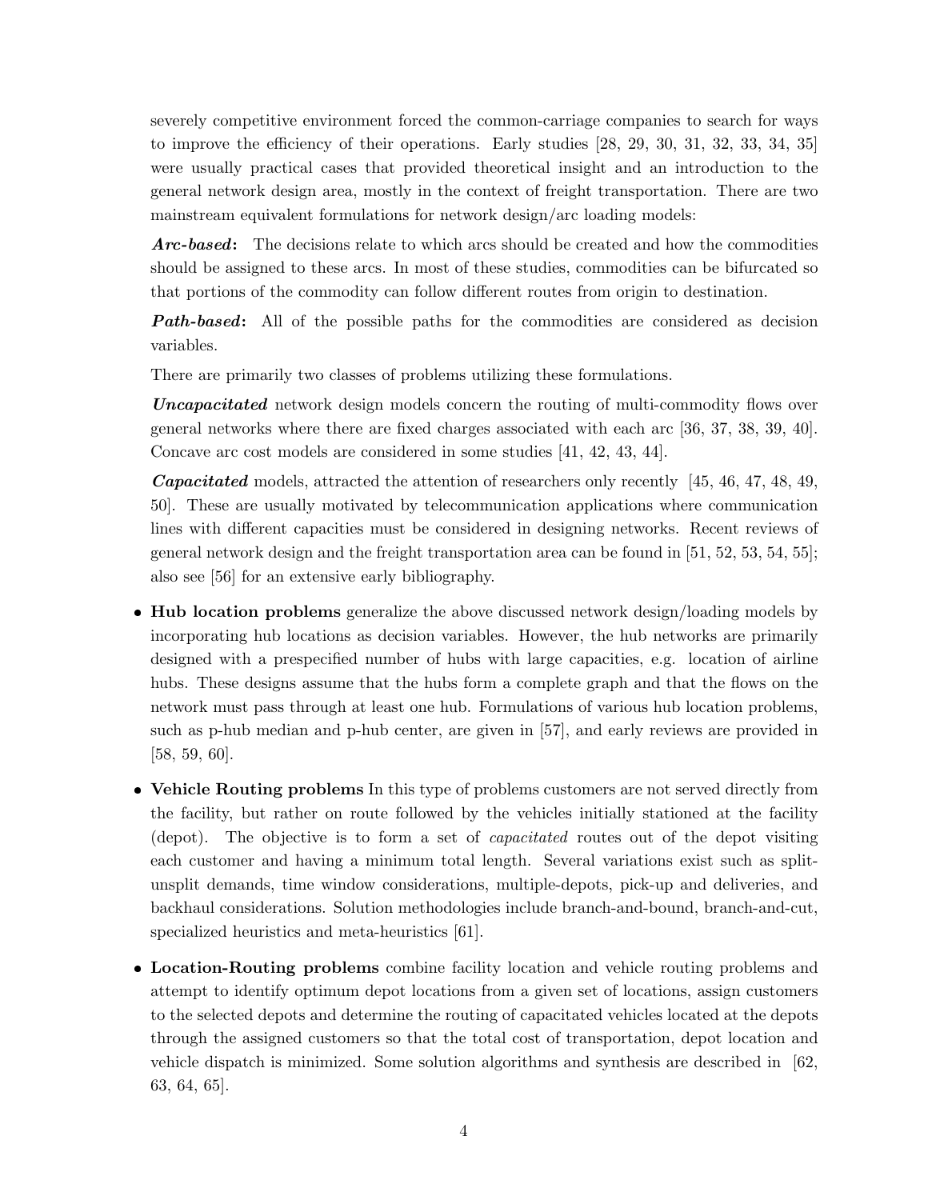severely competitive environment forced the common-carriage companies to search for ways to improve the efficiency of their operations. Early studies [28, 29, 30, 31, 32, 33, 34, 35] were usually practical cases that provided theoretical insight and an introduction to the general network design area, mostly in the context of freight transportation. There are two mainstream equivalent formulations for network design/arc loading models:

***Arc-based*:** The decisions relate to which arcs should be created and how the commodities should be assigned to these arcs. In most of these studies, commodities can be bifurcated so that portions of the commodity can follow different routes from origin to destination.

***Path-based*:** All of the possible paths for the commodities are considered as decision variables.

There are primarily two classes of problems utilizing these formulations.

***Uncapacitated*** network design models concern the routing of multi-commodity flows over general networks where there are fixed charges associated with each arc [36, 37, 38, 39, 40]. Concave arc cost models are considered in some studies [41, 42, 43, 44].

***Capacitated*** models, attracted the attention of researchers only recently [45, 46, 47, 48, 49, 50]. These are usually motivated by telecommunication applications where communication lines with different capacities must be considered in designing networks. Recent reviews of general network design and the freight transportation area can be found in [51, 52, 53, 54, 55]; also see [56] for an extensive early bibliography.

- **Hub location problems** generalize the above discussed network design/loading models by incorporating hub locations as decision variables. However, the hub networks are primarily designed with a prespecified number of hubs with large capacities, e.g. location of airline hubs. These designs assume that the hubs form a complete graph and that the flows on the network must pass through at least one hub. Formulations of various hub location problems, such as p-hub median and p-hub center, are given in [57], and early reviews are provided in [58, 59, 60].

- **Vehicle Routing problems** In this type of problems customers are not served directly from the facility, but rather on route followed by the vehicles initially stationed at the facility (depot). The objective is to form a set of *capacitated* routes out of the depot visiting each customer and having a minimum total length. Several variations exist such as split-unsplit demands, time window considerations, multiple-depots, pick-up and deliveries, and backhaul considerations. Solution methodologies include branch-and-bound, branch-and-cut, specialized heuristics and meta-heuristics [61].

- **Location-Routing problems** combine facility location and vehicle routing problems and attempt to identify optimum depot locations from a given set of locations, assign customers to the selected depots and determine the routing of capacitated vehicles located at the depots through the assigned customers so that the total cost of transportation, depot location and vehicle dispatch is minimized. Some solution algorithms and synthesis are described in [62, 63, 64, 65].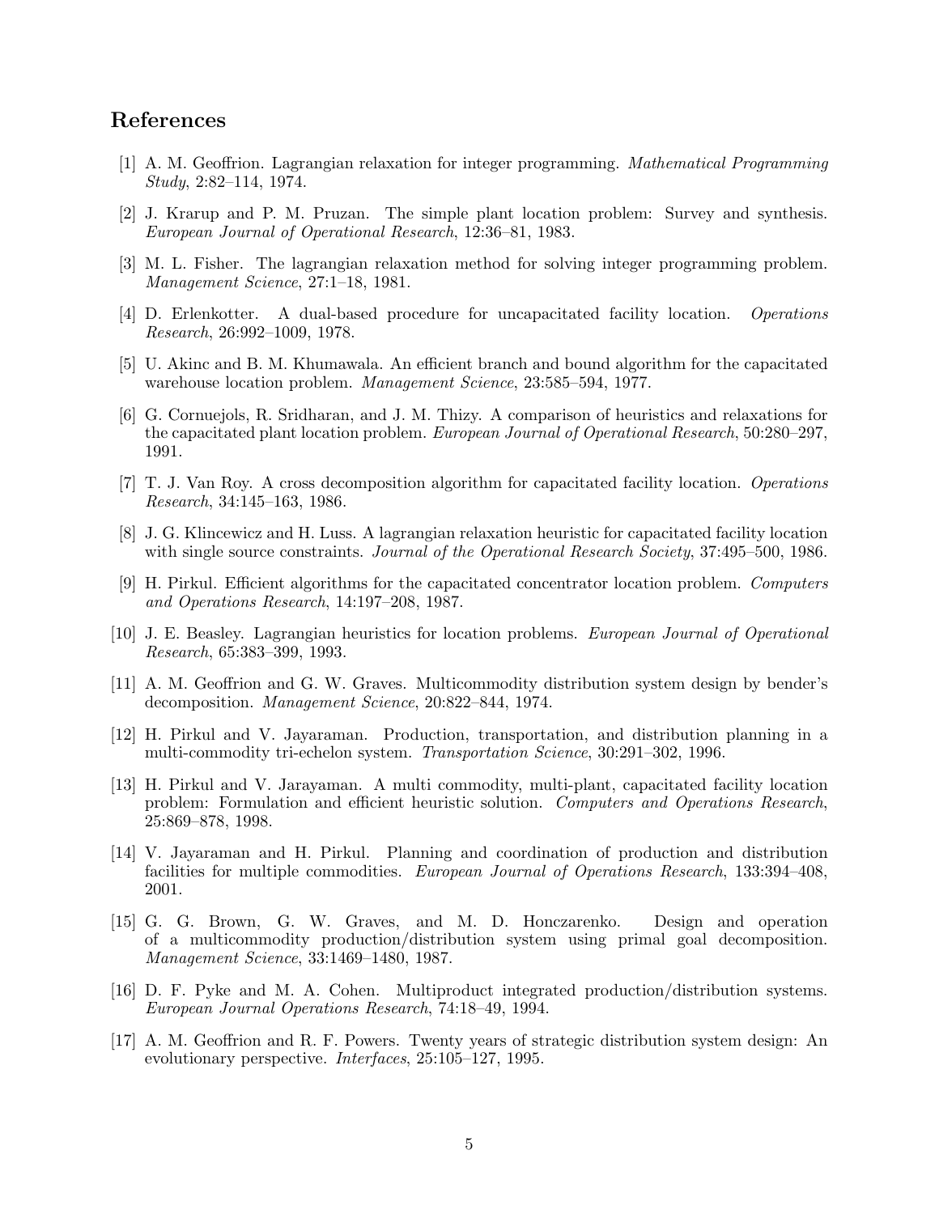## References

[1] A. M. Geoffrion. Lagrangian relaxation for integer programming. *Mathematical Programming Study*, 2:82–114, 1974.

[2] J. Krarup and P. M. Pruzan. The simple plant location problem: Survey and synthesis. *European Journal of Operational Research*, 12:36–81, 1983.

[3] M. L. Fisher. The lagrangian relaxation method for solving integer programming problem. *Management Science*, 27:1–18, 1981.

[4] D. Erlenkotter. A dual-based procedure for uncapacitated facility location. *Operations Research*, 26:992–1009, 1978.

[5] U. Akinc and B. M. Khumawala. An efficient branch and bound algorithm for the capacitated warehouse location problem. *Management Science*, 23:585–594, 1977.

[6] G. Cornuejols, R. Sridharan, and J. M. Thizy. A comparison of heuristics and relaxations for the capacitated plant location problem. *European Journal of Operational Research*, 50:280–297, 1991.

[7] T. J. Van Roy. A cross decomposition algorithm for capacitated facility location. *Operations Research*, 34:145–163, 1986.

[8] J. G. Klincewicz and H. Luss. A lagrangian relaxation heuristic for capacitated facility location with single source constraints. *Journal of the Operational Research Society*, 37:495–500, 1986.

[9] H. Pirkul. Efficient algorithms for the capacitated concentrator location problem. *Computers and Operations Research*, 14:197–208, 1987.

[10] J. E. Beasley. Lagrangian heuristics for location problems. *European Journal of Operational Research*, 65:383–399, 1993.

[11] A. M. Geoffrion and G. W. Graves. Multicommodity distribution system design by bender's decomposition. *Management Science*, 20:822–844, 1974.

[12] H. Pirkul and V. Jayaraman. Production, transportation, and distribution planning in a multi-commodity tri-echelon system. *Transportation Science*, 30:291–302, 1996.

[13] H. Pirkul and V. Jarayaman. A multi commodity, multi-plant, capacitated facility location problem: Formulation and efficient heuristic solution. *Computers and Operations Research*, 25:869–878, 1998.

[14] V. Jayaraman and H. Pirkul. Planning and coordination of production and distribution facilities for multiple commodities. *European Journal of Operations Research*, 133:394–408, 2001.

[15] G. G. Brown, G. W. Graves, and M. D. Honczarenko. Design and operation of a multicommodity production/distribution system using primal goal decomposition. *Management Science*, 33:1469–1480, 1987.

[16] D. F. Pyke and M. A. Cohen. Multiproduct integrated production/distribution systems. *European Journal Operations Research*, 74:18–49, 1994.

[17] A. M. Geoffrion and R. F. Powers. Twenty years of strategic distribution system design: An evolutionary perspective. *Interfaces*, 25:105–127, 1995.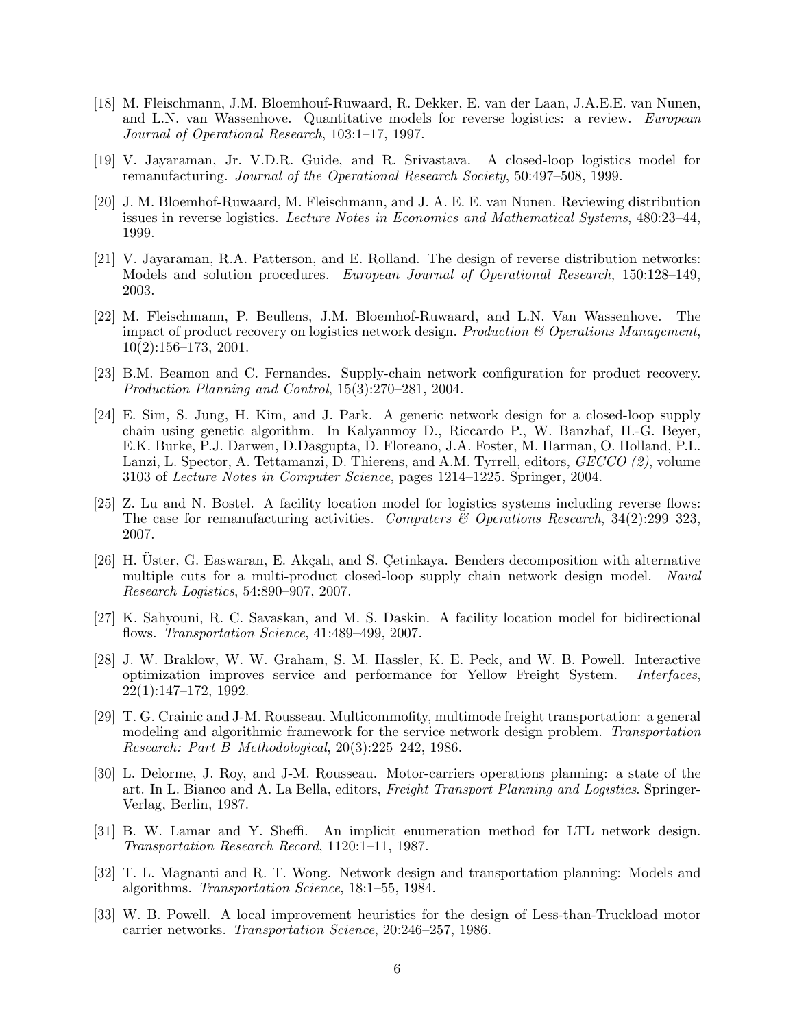[18] M. Fleischmann, J.M. Bloemhouf-Ruwaard, R. Dekker, E. van der Laan, J.A.E.E. van Nunen, and L.N. van Wassenhove. Quantitative models for reverse logistics: a review. *European Journal of Operational Research*, 103:1–17, 1997.

[19] V. Jayaraman, Jr. V.D.R. Guide, and R. Srivastava. A closed-loop logistics model for remanufacturing. *Journal of the Operational Research Society*, 50:497–508, 1999.

[20] J. M. Bloemhof-Ruwaard, M. Fleischmann, and J. A. E. E. van Nunen. Reviewing distribution issues in reverse logistics. *Lecture Notes in Economics and Mathematical Systems*, 480:23–44, 1999.

[21] V. Jayaraman, R.A. Patterson, and E. Rolland. The design of reverse distribution networks: Models and solution procedures. *European Journal of Operational Research*, 150:128–149, 2003.

[22] M. Fleischmann, P. Beullens, J.M. Bloemhof-Ruwaard, and L.N. Van Wassenhove. The impact of product recovery on logistics network design. *Production & Operations Management*, 10(2):156–173, 2001.

[23] B.M. Beamon and C. Fernandes. Supply-chain network configuration for product recovery. *Production Planning and Control*, 15(3):270–281, 2004.

[24] E. Sim, S. Jung, H. Kim, and J. Park. A generic network design for a closed-loop supply chain using genetic algorithm. In Kalyanmoy D., Riccardo P., W. Banzhaf, H.-G. Beyer, E.K. Burke, P.J. Darwen, D.Dasgupta, D. Floreano, J.A. Foster, M. Harman, O. Holland, P.L. Lanzi, L. Spector, A. Tettamanzi, D. Thierens, and A.M. Tyrrell, editors, *GECCO (2)*, volume 3103 of *Lecture Notes in Computer Science*, pages 1214–1225. Springer, 2004.

[25] Z. Lu and N. Bostel. A facility location model for logistics systems including reverse flows: The case for remanufacturing activities. *Computers & Operations Research*, 34(2):299–323, 2007.

[26] H. Üster, G. Easwaran, E. Akçalı, and S. Çetinkaya. Benders decomposition with alternative multiple cuts for a multi-product closed-loop supply chain network design model. *Naval Research Logistics*, 54:890–907, 2007.

[27] K. Sahyouni, R. C. Savaskan, and M. S. Daskin. A facility location model for bidirectional flows. *Transportation Science*, 41:489–499, 2007.

[28] J. W. Braklow, W. W. Graham, S. M. Hassler, K. E. Peck, and W. B. Powell. Interactive optimization improves service and performance for Yellow Freight System. *Interfaces*, 22(1):147–172, 1992.

[29] T. G. Crainic and J-M. Rousseau. Multicommofity, multimode freight transportation: a general modeling and algorithmic framework for the service network design problem. *Transportation Research: Part B–Methodological*, 20(3):225–242, 1986.

[30] L. Delorme, J. Roy, and J-M. Rousseau. Motor-carriers operations planning: a state of the art. In L. Bianco and A. La Bella, editors, *Freight Transport Planning and Logistics*. Springer-Verlag, Berlin, 1987.

[31] B. W. Lamar and Y. Sheffi. An implicit enumeration method for LTL network design. *Transportation Research Record*, 1120:1–11, 1987.

[32] T. L. Magnanti and R. T. Wong. Network design and transportation planning: Models and algorithms. *Transportation Science*, 18:1–55, 1984.

[33] W. B. Powell. A local improvement heuristics for the design of Less-than-Truckload motor carrier networks. *Transportation Science*, 20:246–257, 1986.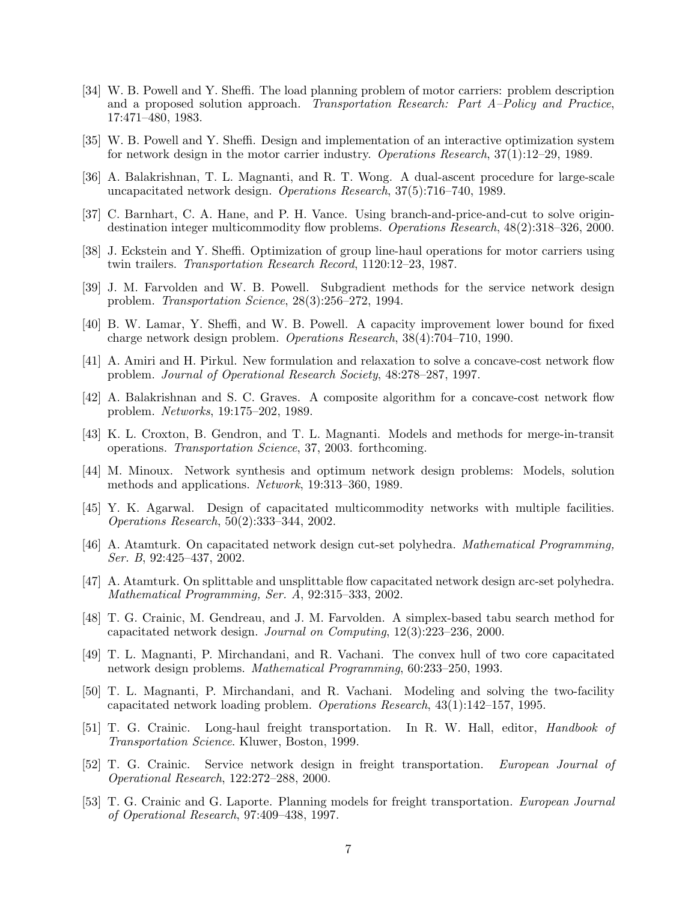[34] W. B. Powell and Y. Sheffi. The load planning problem of motor carriers: problem description and a proposed solution approach. *Transportation Research: Part A–Policy and Practice*, 17:471–480, 1983.

[35] W. B. Powell and Y. Sheffi. Design and implementation of an interactive optimization system for network design in the motor carrier industry. *Operations Research*, 37(1):12–29, 1989.

[36] A. Balakrishnan, T. L. Magnanti, and R. T. Wong. A dual-ascent procedure for large-scale uncapacitated network design. *Operations Research*, 37(5):716–740, 1989.

[37] C. Barnhart, C. A. Hane, and P. H. Vance. Using branch-and-price-and-cut to solve origin-destination integer multicommodity flow problems. *Operations Research*, 48(2):318–326, 2000.

[38] J. Eckstein and Y. Sheffi. Optimization of group line-haul operations for motor carriers using twin trailers. *Transportation Research Record*, 1120:12–23, 1987.

[39] J. M. Farvolden and W. B. Powell. Subgradient methods for the service network design problem. *Transportation Science*, 28(3):256–272, 1994.

[40] B. W. Lamar, Y. Sheffi, and W. B. Powell. A capacity improvement lower bound for fixed charge network design problem. *Operations Research*, 38(4):704–710, 1990.

[41] A. Amiri and H. Pirkul. New formulation and relaxation to solve a concave-cost network flow problem. *Journal of Operational Research Society*, 48:278–287, 1997.

[42] A. Balakrishnan and S. C. Graves. A composite algorithm for a concave-cost network flow problem. *Networks*, 19:175–202, 1989.

[43] K. L. Croxton, B. Gendron, and T. L. Magnanti. Models and methods for merge-in-transit operations. *Transportation Science*, 37, 2003. forthcoming.

[44] M. Minoux. Network synthesis and optimum network design problems: Models, solution methods and applications. *Network*, 19:313–360, 1989.

[45] Y. K. Agarwal. Design of capacitated multicommodity networks with multiple facilities. *Operations Research*, 50(2):333–344, 2002.

[46] A. Atamturk. On capacitated network design cut-set polyhedra. *Mathematical Programming, Ser. B*, 92:425–437, 2002.

[47] A. Atamturk. On splittable and unsplittable flow capacitated network design arc-set polyhedra. *Mathematical Programming, Ser. A*, 92:315–333, 2002.

[48] T. G. Crainic, M. Gendreau, and J. M. Farvolden. A simplex-based tabu search method for capacitated network design. *Journal on Computing*, 12(3):223–236, 2000.

[49] T. L. Magnanti, P. Mirchandani, and R. Vachani. The convex hull of two core capacitated network design problems. *Mathematical Programming*, 60:233–250, 1993.

[50] T. L. Magnanti, P. Mirchandani, and R. Vachani. Modeling and solving the two-facility capacitated network loading problem. *Operations Research*, 43(1):142–157, 1995.

[51] T. G. Crainic. Long-haul freight transportation. In R. W. Hall, editor, *Handbook of Transportation Science*. Kluwer, Boston, 1999.

[52] T. G. Crainic. Service network design in freight transportation. *European Journal of Operational Research*, 122:272–288, 2000.

[53] T. G. Crainic and G. Laporte. Planning models for freight transportation. *European Journal of Operational Research*, 97:409–438, 1997.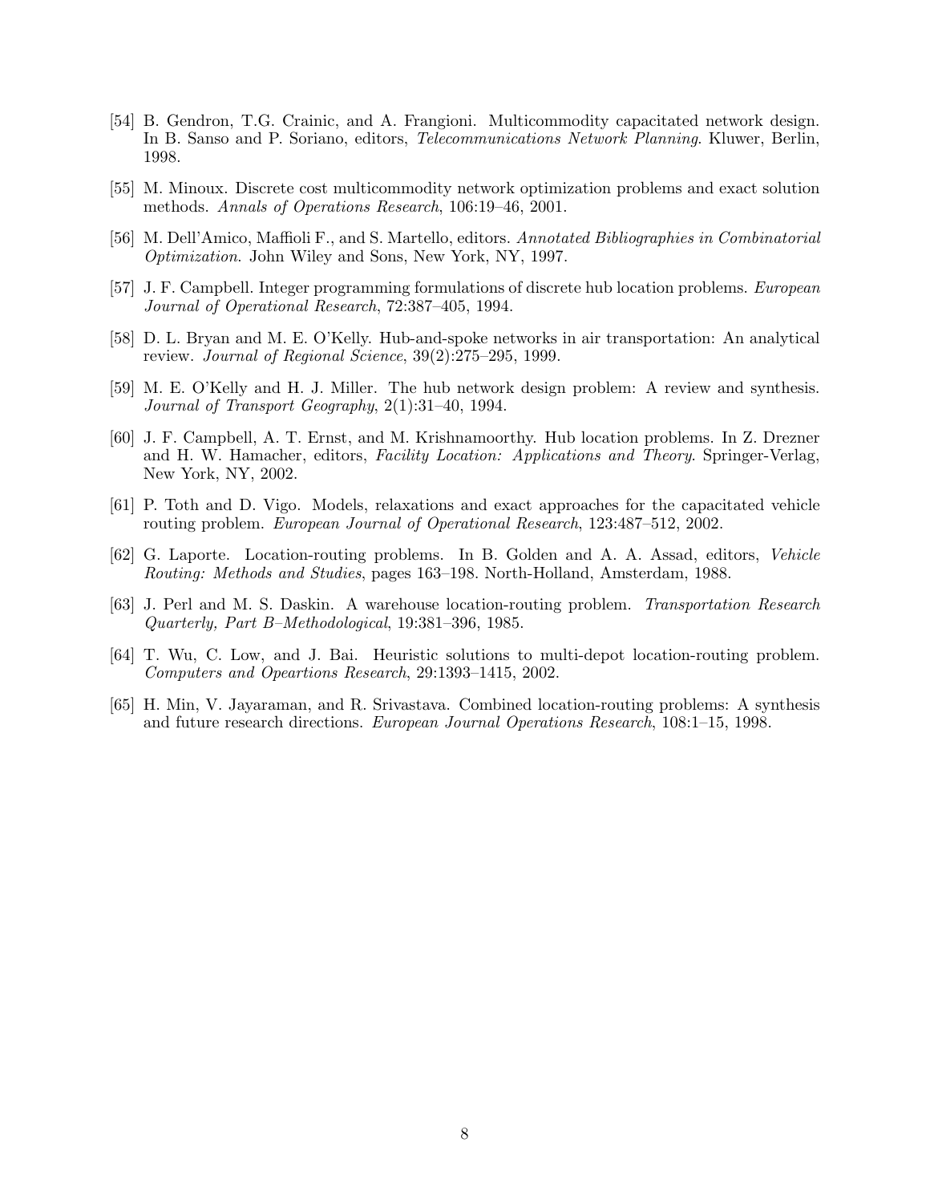[54] B. Gendron, T.G. Crainic, and A. Frangioni. Multicommodity capacitated network design. In B. Sanso and P. Soriano, editors, *Telecommunications Network Planning*. Kluwer, Berlin, 1998.

[55] M. Minoux. Discrete cost multicommodity network optimization problems and exact solution methods. *Annals of Operations Research*, 106:19–46, 2001.

[56] M. Dell'Amico, Maffioli F., and S. Martello, editors. *Annotated Bibliographies in Combinatorial Optimization*. John Wiley and Sons, New York, NY, 1997.

[57] J. F. Campbell. Integer programming formulations of discrete hub location problems. *European Journal of Operational Research*, 72:387–405, 1994.

[58] D. L. Bryan and M. E. O'Kelly. Hub-and-spoke networks in air transportation: An analytical review. *Journal of Regional Science*, 39(2):275–295, 1999.

[59] M. E. O'Kelly and H. J. Miller. The hub network design problem: A review and synthesis. *Journal of Transport Geography*, 2(1):31–40, 1994.

[60] J. F. Campbell, A. T. Ernst, and M. Krishnamoorthy. Hub location problems. In Z. Drezner and H. W. Hamacher, editors, *Facility Location: Applications and Theory*. Springer-Verlag, New York, NY, 2002.

[61] P. Toth and D. Vigo. Models, relaxations and exact approaches for the capacitated vehicle routing problem. *European Journal of Operational Research*, 123:487–512, 2002.

[62] G. Laporte. Location-routing problems. In B. Golden and A. A. Assad, editors, *Vehicle Routing: Methods and Studies*, pages 163–198. North-Holland, Amsterdam, 1988.

[63] J. Perl and M. S. Daskin. A warehouse location-routing problem. *Transportation Research Quarterly, Part B–Methodological*, 19:381–396, 1985.

[64] T. Wu, C. Low, and J. Bai. Heuristic solutions to multi-depot location-routing problem. *Computers and Opeartions Research*, 29:1393–1415, 2002.

[65] H. Min, V. Jayaraman, and R. Srivastava. Combined location-routing problems: A synthesis and future research directions. *European Journal Operations Research*, 108:1–15, 1998.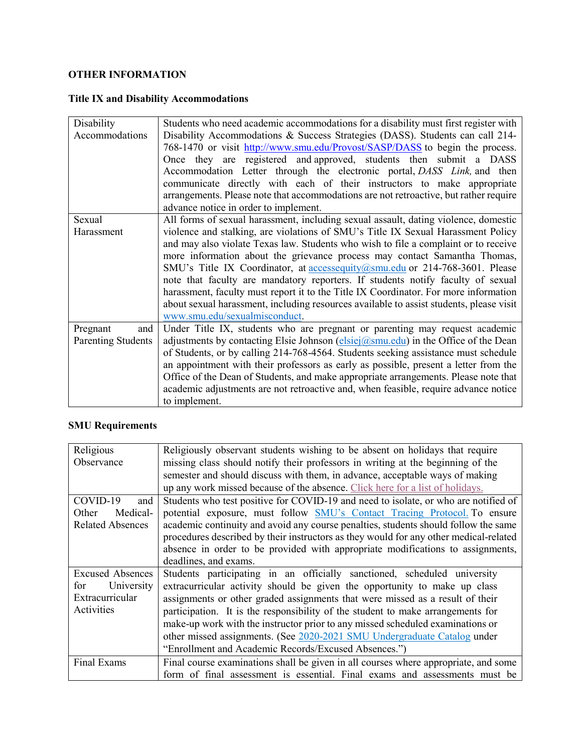**OTHER INFORMATION**

**Title IX and Disability Accommodations**

| | |
|---|---|
| Disability Accommodations | Students who need academic accommodations for a disability must first register with Disability Accommodations & Success Strategies (DASS). Students can call 214-768-1470 or visit http://www.smu.edu/Provost/SASP/DASS to begin the process. Once they are registered and approved, students then submit a DASS Accommodation Letter through the electronic portal, *DASS Link,* and then communicate directly with each of their instructors to make appropriate arrangements. Please note that accommodations are not retroactive, but rather require advance notice in order to implement. |
| Sexual Harassment | All forms of sexual harassment, including sexual assault, dating violence, domestic violence and stalking, are violations of SMU's Title IX Sexual Harassment Policy and may also violate Texas law. Students who wish to file a complaint or to receive more information about the grievance process may contact Samantha Thomas, SMU's Title IX Coordinator, at accessequity@smu.edu or 214-768-3601. Please note that faculty are mandatory reporters. If students notify faculty of sexual harassment, faculty must report it to the Title IX Coordinator. For more information about sexual harassment, including resources available to assist students, please visit www.smu.edu/sexualmisconduct. |
| Pregnant and Parenting Students | Under Title IX, students who are pregnant or parenting may request academic adjustments by contacting Elsie Johnson (elsiej@smu.edu) in the Office of the Dean of Students, or by calling 214-768-4564. Students seeking assistance must schedule an appointment with their professors as early as possible, present a letter from the Office of the Dean of Students, and make appropriate arrangements. Please note that academic adjustments are not retroactive and, when feasible, require advance notice to implement. |

**SMU Requirements**

| | |
|---|---|
| Religious Observance | Religiously observant students wishing to be absent on holidays that require missing class should notify their professors in writing at the beginning of the semester and should discuss with them, in advance, acceptable ways of making up any work missed because of the absence. Click here for a list of holidays. |
| COVID-19 and Other Medical-Related Absences | Students who test positive for COVID-19 and need to isolate, or who are notified of potential exposure, must follow SMU's Contact Tracing Protocol. To ensure academic continuity and avoid any course penalties, students should follow the same procedures described by their instructors as they would for any other medical-related absence in order to be provided with appropriate modifications to assignments, deadlines, and exams. |
| Excused Absences for University Extracurricular Activities | Students participating in an officially sanctioned, scheduled university extracurricular activity should be given the opportunity to make up class assignments or other graded assignments that were missed as a result of their participation. It is the responsibility of the student to make arrangements for make-up work with the instructor prior to any missed scheduled examinations or other missed assignments. (See 2020-2021 SMU Undergraduate Catalog under "Enrollment and Academic Records/Excused Absences.") |
| Final Exams | Final course examinations shall be given in all courses where appropriate, and some form of final assessment is essential. Final exams and assessments must be |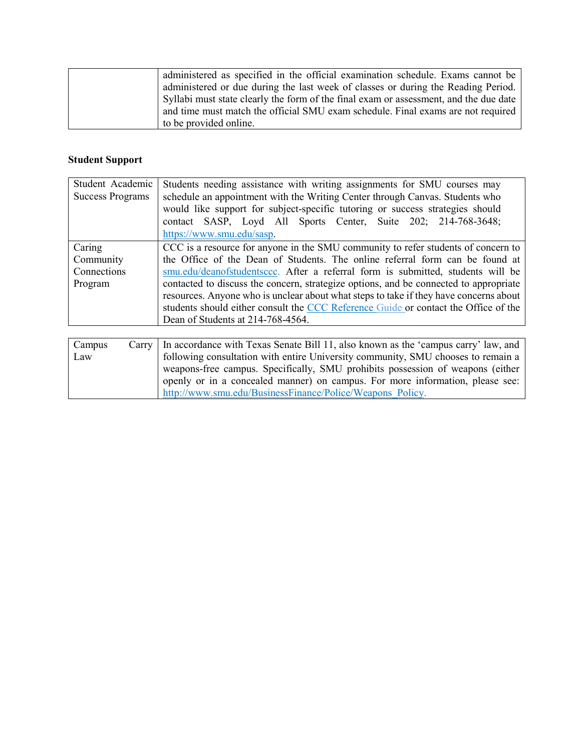| | |
|---|---|
| | administered as specified in the official examination schedule. Exams cannot be administered or due during the last week of classes or during the Reading Period. Syllabi must state clearly the form of the final exam or assessment, and the due date and time must match the official SMU exam schedule. Final exams are not required to be provided online. |

**Student Support**

| | |
|---|---|
| Student Academic Success Programs | Students needing assistance with writing assignments for SMU courses may schedule an appointment with the Writing Center through Canvas. Students who would like support for subject-specific tutoring or success strategies should contact SASP, Loyd All Sports Center, Suite 202; 214-768-3648; https://www.smu.edu/sasp. |
| Caring Community Connections Program | CCC is a resource for anyone in the SMU community to refer students of concern to the Office of the Dean of Students. The online referral form can be found at smu.edu/deanofstudentsccc. After a referral form is submitted, students will be contacted to discuss the concern, strategize options, and be connected to appropriate resources. Anyone who is unclear about what steps to take if they have concerns about students should either consult the CCC Reference Guide or contact the Office of the Dean of Students at 214-768-4564. |

| | |
|---|---|
| Campus Carry Law | In accordance with Texas Senate Bill 11, also known as the 'campus carry' law, and following consultation with entire University community, SMU chooses to remain a weapons-free campus. Specifically, SMU prohibits possession of weapons (either openly or in a concealed manner) on campus. For more information, please see: http://www.smu.edu/BusinessFinance/Police/Weapons_Policy. |